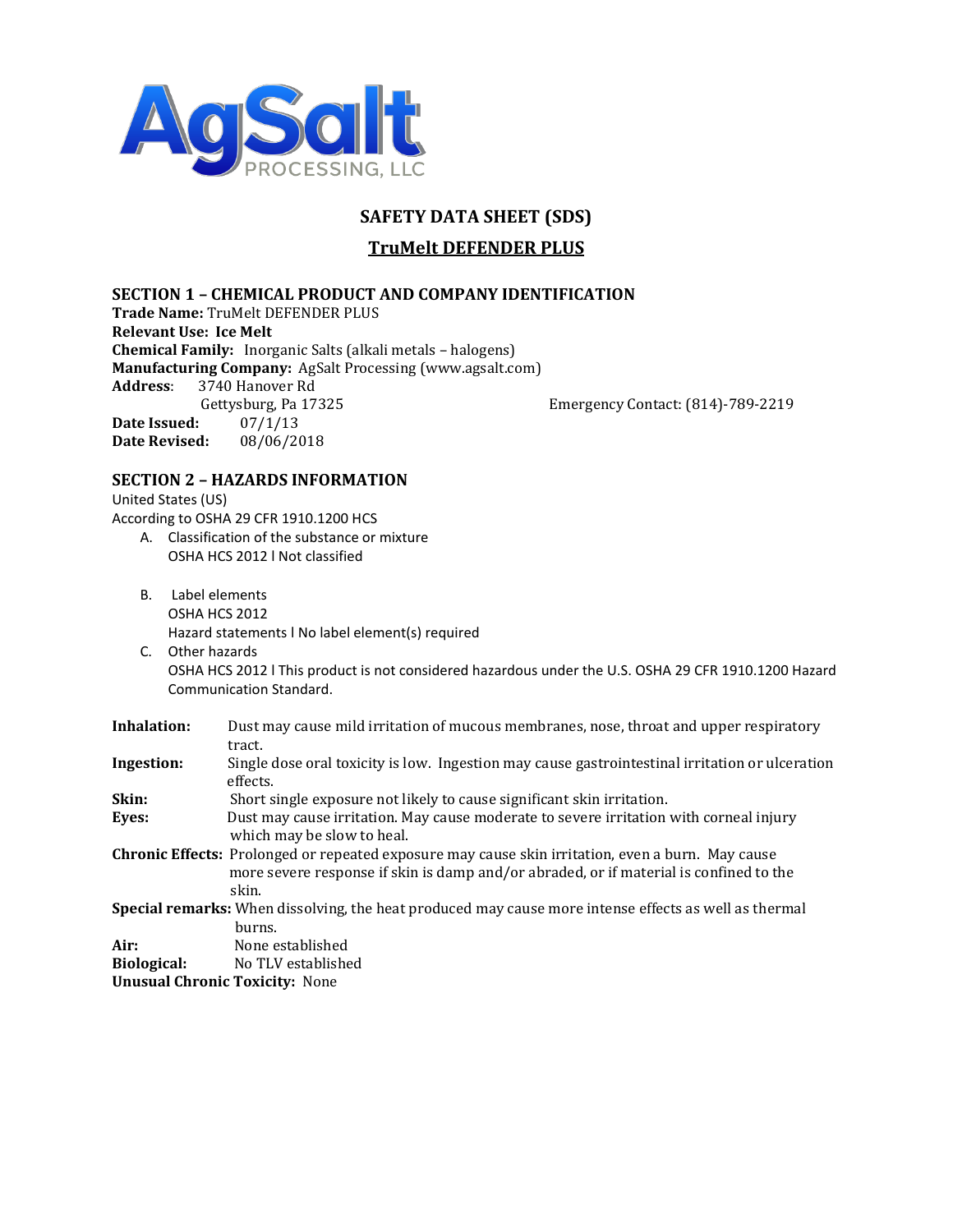AgSalt PROCESSING, LLC

# SAFETY DATA SHEET (SDS)

## TruMelt DEFENDER PLUS

### SECTION 1 – CHEMICAL PRODUCT AND COMPANY IDENTIFICATION

**Trade Name:** TruMelt DEFENDER PLUS
**Relevant Use:** **Ice Melt**
**Chemical Family:** Inorganic Salts (alkali metals – halogens)
**Manufacturing Company:** AgSalt Processing (www.agsalt.com)
**Address:** 3740 Hanover Rd
Gettysburg, Pa 17325

Emergency Contact: (814)-789-2219

**Date Issued:** 07/1/13
**Date Revised:** 08/06/2018

### SECTION 2 – HAZARDS INFORMATION

United States (US)
According to OSHA 29 CFR 1910.1200 HCS

A. Classification of the substance or mixture
OSHA HCS 2012 l Not classified

B. Label elements
OSHA HCS 2012
Hazard statements l No label element(s) required

C. Other hazards
OSHA HCS 2012 l This product is not considered hazardous under the U.S. OSHA 29 CFR 1910.1200 Hazard Communication Standard.

**Inhalation:** Dust may cause mild irritation of mucous membranes, nose, throat and upper respiratory tract.

**Ingestion:** Single dose oral toxicity is low. Ingestion may cause gastrointestinal irritation or ulceration effects.

**Skin:** Short single exposure not likely to cause significant skin irritation.

**Eyes:** Dust may cause irritation. May cause moderate to severe irritation with corneal injury which may be slow to heal.

**Chronic Effects:** Prolonged or repeated exposure may cause skin irritation, even a burn. May cause more severe response if skin is damp and/or abraded, or if material is confined to the skin.

**Special remarks:** When dissolving, the heat produced may cause more intense effects as well as thermal burns.

**Air:** None established

**Biological:** No TLV established

**Unusual Chronic Toxicity:** None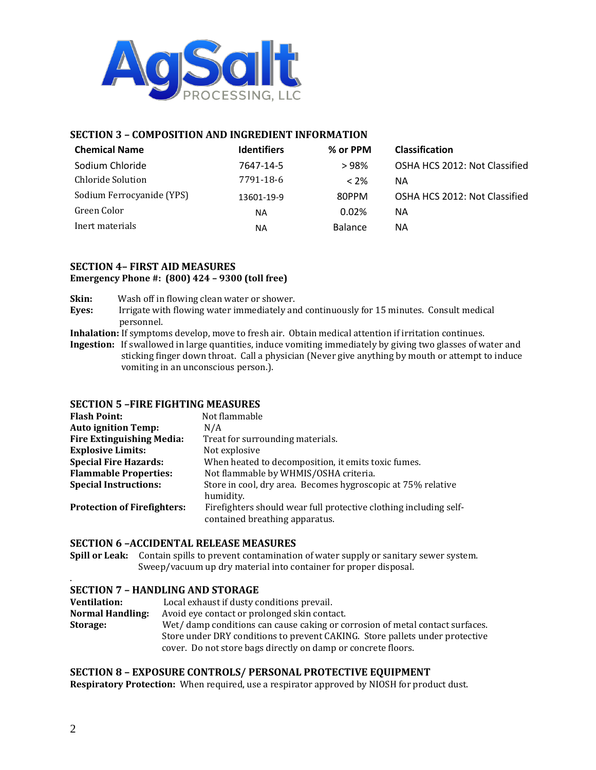## SECTION 3 – COMPOSITION AND INGREDIENT INFORMATION

| Chemical Name | Identifiers | % or PPM | Classification |
|---|---|---|---|
| Sodium Chloride | 7647-14-5 | > 98% | OSHA HCS 2012: Not Classified |
| Chloride Solution | 7791-18-6 | < 2% | NA |
| Sodium Ferrocyanide (YPS) | 13601-19-9 | 80PPM | OSHA HCS 2012: Not Classified |
| Green Color | NA | 0.02% | NA |
| Inert materials | NA | Balance | NA |

## SECTION 4– FIRST AID MEASURES

**Emergency Phone #: (800) 424 – 9300 (toll free)**

**Skin:** Wash off in flowing clean water or shower.

**Eyes:** Irrigate with flowing water immediately and continuously for 15 minutes. Consult medical personnel.

**Inhalation:** If symptoms develop, move to fresh air. Obtain medical attention if irritation continues.

**Ingestion:** If swallowed in large quantities, induce vomiting immediately by giving two glasses of water and sticking finger down throat. Call a physician (Never give anything by mouth or attempt to induce vomiting in an unconscious person.).

## SECTION 5 –FIRE FIGHTING MEASURES

**Flash Point:** Not flammable

**Auto ignition Temp:** N/A

**Fire Extinguishing Media:** Treat for surrounding materials.

**Explosive Limits:** Not explosive

**Special Fire Hazards:** When heated to decomposition, it emits toxic fumes.

**Flammable Properties:** Not flammable by WHMIS/OSHA criteria.

**Special Instructions:** Store in cool, dry area. Becomes hygroscopic at 75% relative humidity.

**Protection of Firefighters:** Firefighters should wear full protective clothing including self-contained breathing apparatus.

## SECTION 6 –ACCIDENTAL RELEASE MEASURES

**Spill or Leak:** Contain spills to prevent contamination of water supply or sanitary sewer system. Sweep/vacuum up dry material into container for proper disposal.

## SECTION 7 – HANDLING AND STORAGE

**Ventilation:** Local exhaust if dusty conditions prevail.

**Normal Handling:** Avoid eye contact or prolonged skin contact.

**Storage:** Wet/ damp conditions can cause caking or corrosion of metal contact surfaces. Store under DRY conditions to prevent CAKING. Store pallets under protective cover. Do not store bags directly on damp or concrete floors.

## SECTION 8 – EXPOSURE CONTROLS/ PERSONAL PROTECTIVE EQUIPMENT

**Respiratory Protection:** When required, use a respirator approved by NIOSH for product dust.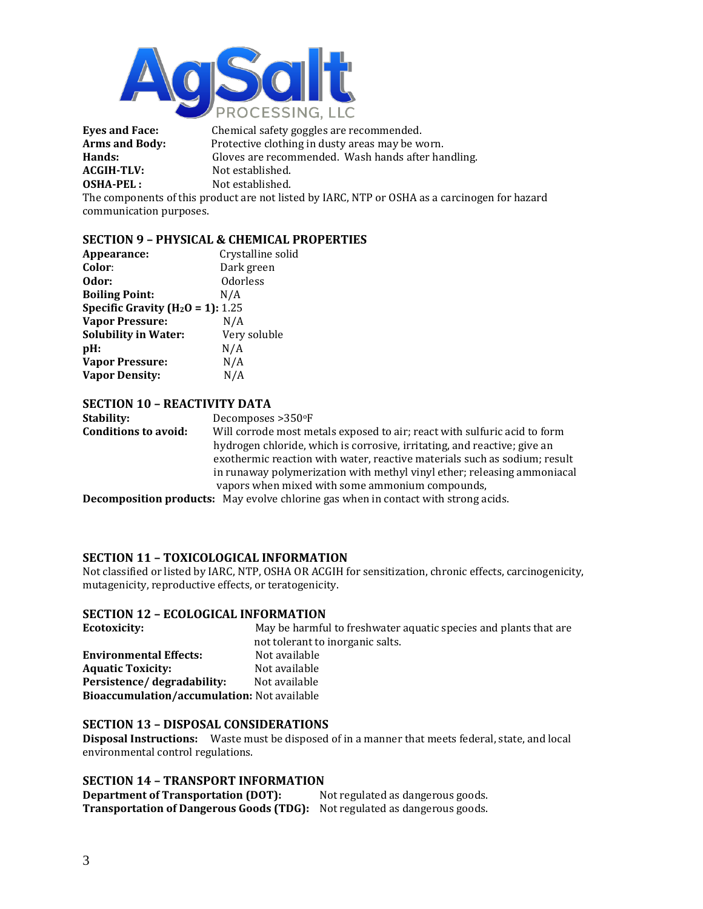**Eyes and Face:** Chemical safety goggles are recommended.
**Arms and Body:** Protective clothing in dusty areas may be worn.
**Hands:** Gloves are recommended. Wash hands after handling.
**ACGIH-TLV:** Not established.
**OSHA-PEL :** Not established.
The components of this product are not listed by IARC, NTP or OSHA as a carcinogen for hazard communication purposes.

## SECTION 9 – PHYSICAL & CHEMICAL PROPERTIES

**Appearance:** Crystalline solid
**Color:** Dark green
**Odor:** Odorless
**Boiling Point:** N/A
**Specific Gravity ($H_2O$ = 1):** 1.25
**Vapor Pressure:** N/A
**Solubility in Water:** Very soluble
**pH:** N/A
**Vapor Pressure:** N/A
**Vapor Density:** N/A

## SECTION 10 – REACTIVITY DATA

**Stability:** Decomposes >350°F
**Conditions to avoid:** Will corrode most metals exposed to air; react with sulfuric acid to form hydrogen chloride, which is corrosive, irritating, and reactive; give an exothermic reaction with water, reactive materials such as sodium; result in runaway polymerization with methyl vinyl ether; releasing ammoniacal vapors when mixed with some ammonium compounds,
**Decomposition products:** May evolve chlorine gas when in contact with strong acids.

## SECTION 11 – TOXICOLOGICAL INFORMATION

Not classified or listed by IARC, NTP, OSHA OR ACGIH for sensitization, chronic effects, carcinogenicity, mutagenicity, reproductive effects, or teratogenicity.

## SECTION 12 – ECOLOGICAL INFORMATION

**Ecotoxicity:** May be harmful to freshwater aquatic species and plants that are not tolerant to inorganic salts.
**Environmental Effects:** Not available
**Aquatic Toxicity:** Not available
**Persistence/ degradability:** Not available
**Bioaccumulation/accumulation:** Not available

## SECTION 13 – DISPOSAL CONSIDERATIONS

**Disposal Instructions:** Waste must be disposed of in a manner that meets federal, state, and local environmental control regulations.

## SECTION 14 – TRANSPORT INFORMATION

**Department of Transportation (DOT):** Not regulated as dangerous goods.
**Transportation of Dangerous Goods (TDG):** Not regulated as dangerous goods.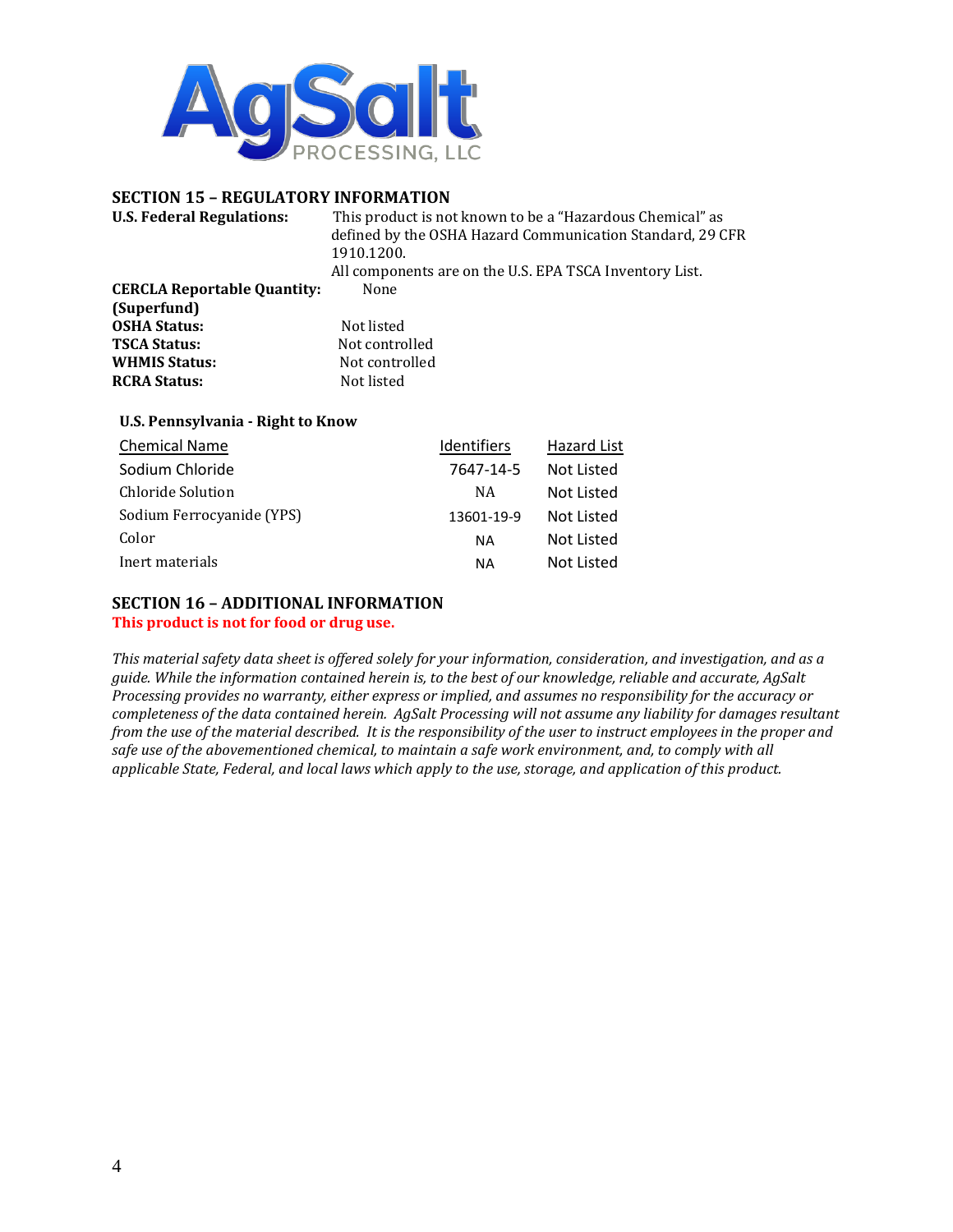AgSalt PROCESSING, LLC

## SECTION 15 – REGULATORY INFORMATION

**U.S. Federal Regulations:** This product is not known to be a "Hazardous Chemical" as defined by the OSHA Hazard Communication Standard, 29 CFR 1910.1200.
All components are on the U.S. EPA TSCA Inventory List.

**CERCLA Reportable Quantity: (Superfund)** None

**OSHA Status:** Not listed

**TSCA Status:** Not controlled

**WHMIS Status:** Not controlled

**RCRA Status:** Not listed

**U.S. Pennsylvania - Right to Know**

| Chemical Name | Identifiers | Hazard List |
| --- | --- | --- |
| Sodium Chloride | 7647-14-5 | Not Listed |
| Chloride Solution | NA | Not Listed |
| Sodium Ferrocyanide (YPS) | 13601-19-9 | Not Listed |
| Color | NA | Not Listed |
| Inert materials | NA | Not Listed |

## SECTION 16 – ADDITIONAL INFORMATION

**This product is not for food or drug use.**

*This material safety data sheet is offered solely for your information, consideration, and investigation, and as a guide. While the information contained herein is, to the best of our knowledge, reliable and accurate, AgSalt Processing provides no warranty, either express or implied, and assumes no responsibility for the accuracy or completeness of the data contained herein. AgSalt Processing will not assume any liability for damages resultant from the use of the material described. It is the responsibility of the user to instruct employees in the proper and safe use of the abovementioned chemical, to maintain a safe work environment, and, to comply with all applicable State, Federal, and local laws which apply to the use, storage, and application of this product.*